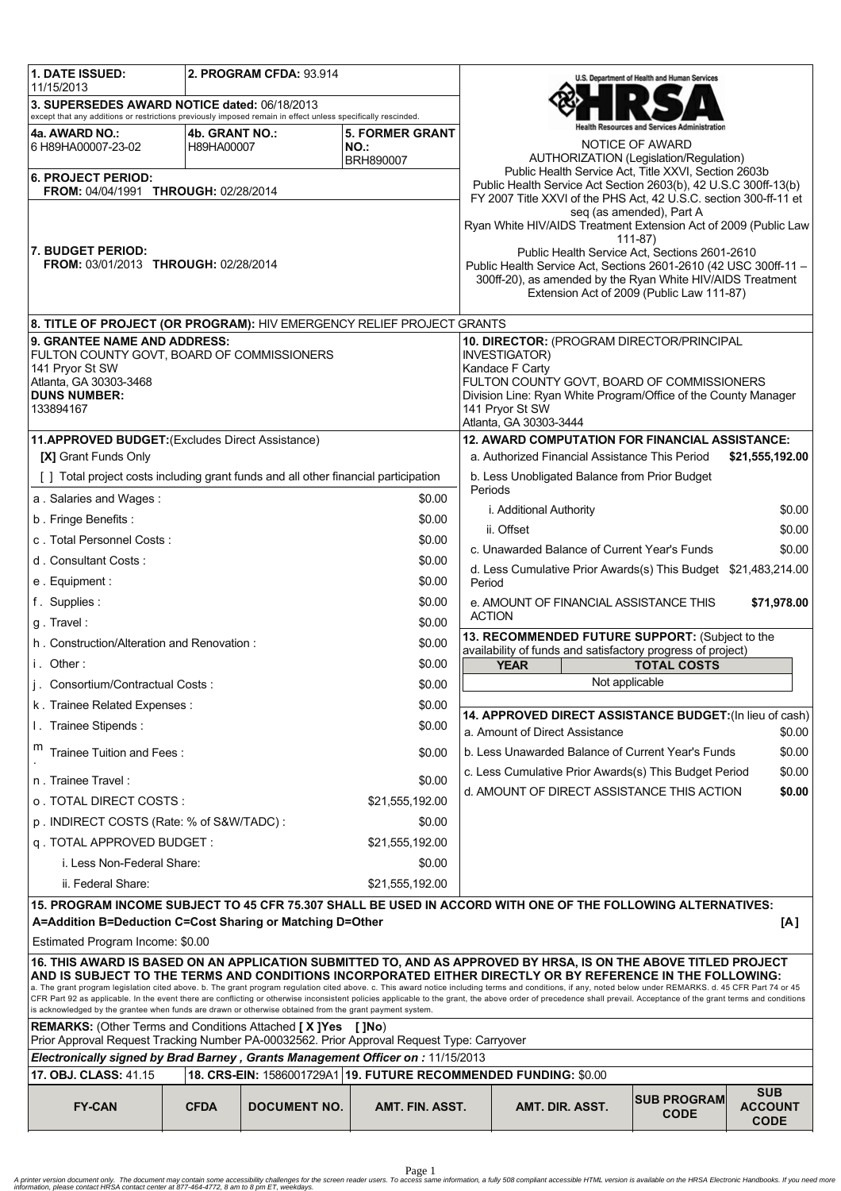| | | |
|---|---|---|
| **1. DATE ISSUED:** 11/15/2013 | **2. PROGRAM CFDA:** 93.914 | |
| **3. SUPERSEDES AWARD NOTICE dated:** 06/18/2013 except that any additions or restrictions previously imposed remain in effect unless specifically rescinded. | | |
| **4a. AWARD NO.:** 6 H89HA00007-23-02 | **4b. GRANT NO.:** H89HA00007 | **5. FORMER GRANT NO.:** BRH890007 |
| **6. PROJECT PERIOD:** FROM: 04/04/1991 THROUGH: 02/28/2014 | | |
| **7. BUDGET PERIOD:** FROM: 03/01/2013 THROUGH: 02/28/2014 | | |

U.S. Department of Health and Human Services
HRSA
Health Resources and Services Administration

NOTICE OF AWARD

AUTHORIZATION (Legislation/Regulation)
Public Health Service Act, Title XXVI, Section 2603b
Public Health Service Act Section 2603(b), 42 U.S.C 300ff-13(b)
FY 2007 Title XXVI of the PHS Act, 42 U.S.C. section 300-ff-11 et seq (as amended), Part A
Ryan White HIV/AIDS Treatment Extension Act of 2009 (Public Law 111-87)
Public Health Service Act, Sections 2601-2610
Public Health Service Act, Sections 2601-2610 (42 USC 300ff-11 – 300ff-20), as amended by the Ryan White HIV/AIDS Treatment Extension Act of 2009 (Public Law 111-87)

**8. TITLE OF PROJECT (OR PROGRAM):** HIV EMERGENCY RELIEF PROJECT GRANTS

**9. GRANTEE NAME AND ADDRESS:**
FULTON COUNTY GOVT, BOARD OF COMMISSIONERS
141 Pryor St SW
Atlanta, GA 30303-3468
**DUNS NUMBER:**
133894167

**10. DIRECTOR:** (PROGRAM DIRECTOR/PRINCIPAL INVESTIGATOR)
Kandace F Carty
FULTON COUNTY GOVT, BOARD OF COMMISSIONERS
Division Line: Ryan White Program/Office of the County Manager
141 Pryor St SW
Atlanta, GA 30303-3444

**11.APPROVED BUDGET:** (Excludes Direct Assistance)

**[X]** Grant Funds Only
[ ] Total project costs including grant funds and all other financial participation

| Item | Amount |
|---|---|
| a . Salaries and Wages : | $0.00 |
| b . Fringe Benefits : | $0.00 |
| c . Total Personnel Costs : | $0.00 |
| d . Consultant Costs : | $0.00 |
| e . Equipment : | $0.00 |
| f . Supplies : | $0.00 |
| g . Travel : | $0.00 |
| h . Construction/Alteration and Renovation : | $0.00 |
| i . Other : | $0.00 |
| j . Consortium/Contractual Costs : | $0.00 |
| k . Trainee Related Expenses : | $0.00 |
| l . Trainee Stipends : | $0.00 |
| m . Trainee Tuition and Fees : | $0.00 |
| n . Trainee Travel : | $0.00 |
| o . TOTAL DIRECT COSTS : | $21,555,192.00 |
| p . INDIRECT COSTS (Rate: % of S&W/TADC) : | $0.00 |
| q . TOTAL APPROVED BUDGET : | $21,555,192.00 |
| i. Less Non-Federal Share: | $0.00 |
| ii. Federal Share: | $21,555,192.00 |

**12. AWARD COMPUTATION FOR FINANCIAL ASSISTANCE:**

| Item | Amount |
|---|---|
| a. Authorized Financial Assistance This Period | **$21,555,192.00** |
| b. Less Unobligated Balance from Prior Budget Periods | |
| i. Additional Authority | $0.00 |
| ii. Offset | $0.00 |
| c. Unawarded Balance of Current Year's Funds | $0.00 |
| d. Less Cumulative Prior Awards(s) This Budget Period | $21,483,214.00 |
| e. AMOUNT OF FINANCIAL ASSISTANCE THIS ACTION | **$71,978.00** |

**13. RECOMMENDED FUTURE SUPPORT:** (Subject to the availability of funds and satisfactory progress of project)

| YEAR | TOTAL COSTS |
|---|---|
| Not applicable | |

**14. APPROVED DIRECT ASSISTANCE BUDGET:** (In lieu of cash)

| Item | Amount |
|---|---|
| a. Amount of Direct Assistance | $0.00 |
| b. Less Unawarded Balance of Current Year's Funds | $0.00 |
| c. Less Cumulative Prior Awards(s) This Budget Period | $0.00 |
| d. AMOUNT OF DIRECT ASSISTANCE THIS ACTION | **$0.00** |

**15. PROGRAM INCOME SUBJECT TO 45 CFR 75.307 SHALL BE USED IN ACCORD WITH ONE OF THE FOLLOWING ALTERNATIVES:**
**A=Addition B=Deduction C=Cost Sharing or Matching D=Other** **[A]**

Estimated Program Income: $0.00

**16. THIS AWARD IS BASED ON AN APPLICATION SUBMITTED TO, AND AS APPROVED BY HRSA, IS ON THE ABOVE TITLED PROJECT AND IS SUBJECT TO THE TERMS AND CONDITIONS INCORPORATED EITHER DIRECTLY OR BY REFERENCE IN THE FOLLOWING:**
a. The grant program legislation cited above. b. The grant program regulation cited above. c. This award notice including terms and conditions, if any, noted below under REMARKS. d. 45 CFR Part 74 or 45 CFR Part 92 as applicable. In the event there are conflicting or otherwise inconsistent policies applicable to the grant, the above order of precedence shall prevail. Acceptance of the grant terms and conditions is acknowledged by the grantee when funds are drawn or otherwise obtained from the grant payment system.

**REMARKS:** (Other Terms and Conditions Attached **[ X ]Yes** [ ]No)
Prior Approval Request Tracking Number PA-00032562. Prior Approval Request Type: Carryover

***Electronically signed by Brad Barney , Grants Management Officer on :*** 11/15/2013

**17. OBJ. CLASS:** 41.15 | **18. CRS-EIN:** 1586001729A1 | **19. FUTURE RECOMMENDED FUNDING:** $0.00

| FY-CAN | CFDA | DOCUMENT NO. | AMT. FIN. ASST. | AMT. DIR. ASST. | SUB PROGRAM CODE | SUB ACCOUNT CODE |
|---|---|---|---|---|---|---|

A printer version document only. The document may contain some accessibility challenges for the screen reader users. To access same information, a fully 508 compliant accessible HTML version is available on the HRSA Electronic Handbooks. If you need more information, please contact HRSA contact center at 877-464-4772, 8 am to 8 pm ET, weekdays.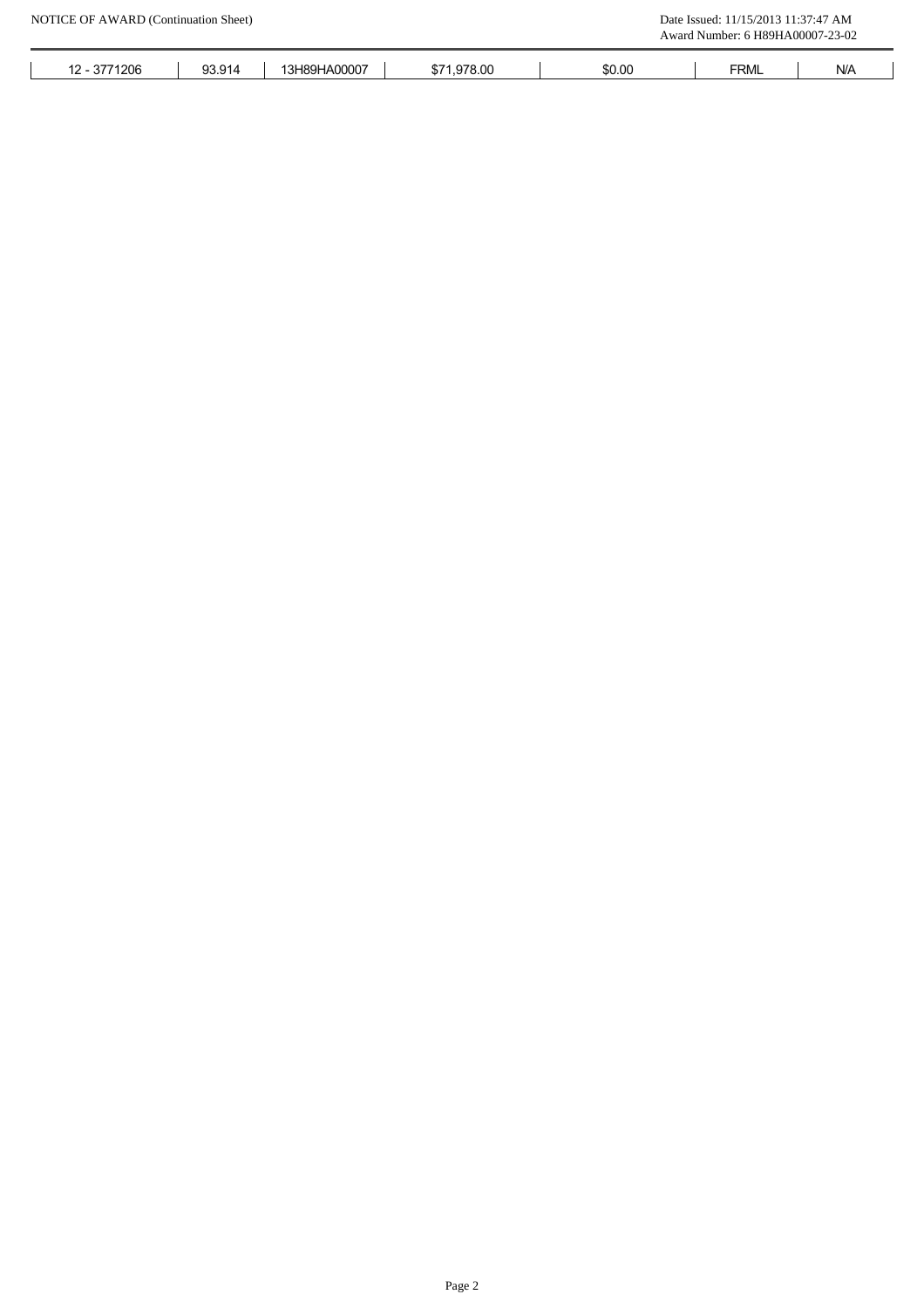| 12 - 3771206 | 93.914 | 13H89HA00007 | $71,978.00 | $0.00 | FRML | N/A |
|---|---|---|---|---|---|---|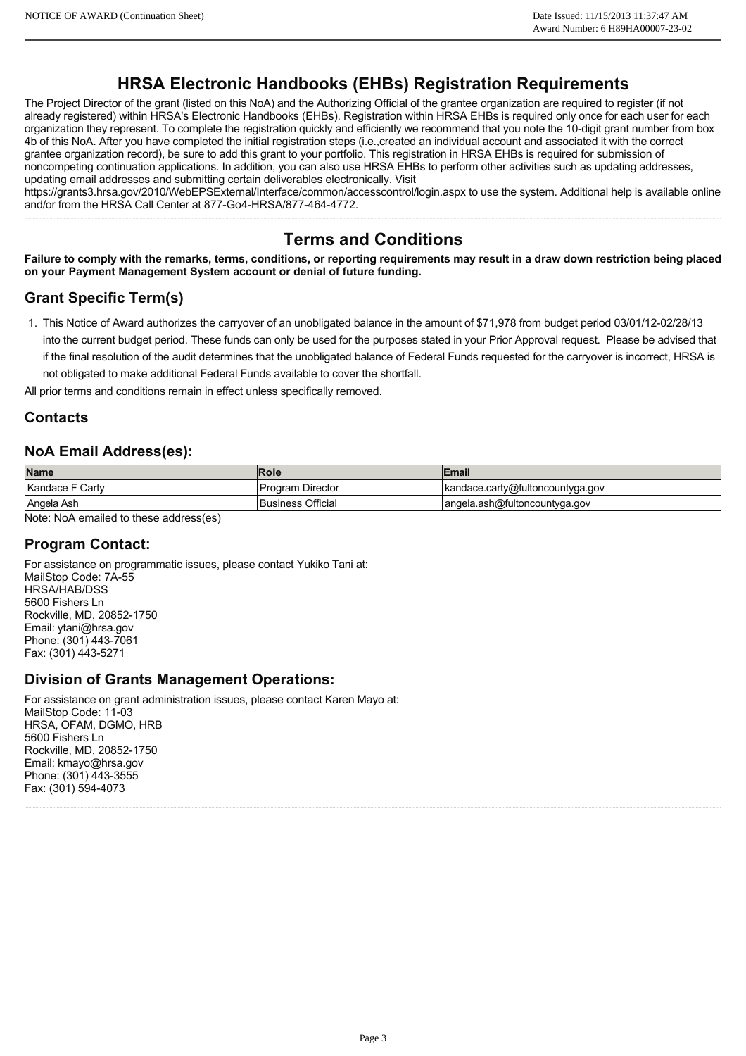# HRSA Electronic Handbooks (EHBs) Registration Requirements

The Project Director of the grant (listed on this NoA) and the Authorizing Official of the grantee organization are required to register (if not already registered) within HRSA's Electronic Handbooks (EHBs). Registration within HRSA EHBs is required only once for each user for each organization they represent. To complete the registration quickly and efficiently we recommend that you note the 10-digit grant number from box 4b of this NoA. After you have completed the initial registration steps (i.e.,created an individual account and associated it with the correct grantee organization record), be sure to add this grant to your portfolio. This registration in HRSA EHBs is required for submission of noncompeting continuation applications. In addition, you can also use HRSA EHBs to perform other activities such as updating addresses, updating email addresses and submitting certain deliverables electronically. Visit https://grants3.hrsa.gov/2010/WebEPSExternal/Interface/common/accesscontrol/login.aspx to use the system. Additional help is available online and/or from the HRSA Call Center at 877-Go4-HRSA/877-464-4772.

# Terms and Conditions

**Failure to comply with the remarks, terms, conditions, or reporting requirements may result in a draw down restriction being placed on your Payment Management System account or denial of future funding.**

## Grant Specific Term(s)

1. This Notice of Award authorizes the carryover of an unobligated balance in the amount of $71,978 from budget period 03/01/12-02/28/13 into the current budget period. These funds can only be used for the purposes stated in your Prior Approval request. Please be advised that if the final resolution of the audit determines that the unobligated balance of Federal Funds requested for the carryover is incorrect, HRSA is not obligated to make additional Federal Funds available to cover the shortfall.

All prior terms and conditions remain in effect unless specifically removed.

## Contacts

## NoA Email Address(es):

| Name | Role | Email |
|---|---|---|
| Kandace F Carty | Program Director | kandace.carty@fultoncountyga.gov |
| Angela Ash | Business Official | angela.ash@fultoncountyga.gov |

Note: NoA emailed to these address(es)

## Program Contact:

For assistance on programmatic issues, please contact Yukiko Tani at:
MailStop Code: 7A-55
HRSA/HAB/DSS
5600 Fishers Ln
Rockville, MD, 20852-1750
Email: ytani@hrsa.gov
Phone: (301) 443-7061
Fax: (301) 443-5271

## Division of Grants Management Operations:

For assistance on grant administration issues, please contact Karen Mayo at:
MailStop Code: 11-03
HRSA, OFAM, DGMO, HRB
5600 Fishers Ln
Rockville, MD, 20852-1750
Email: kmayo@hrsa.gov
Phone: (301) 443-3555
Fax: (301) 594-4073